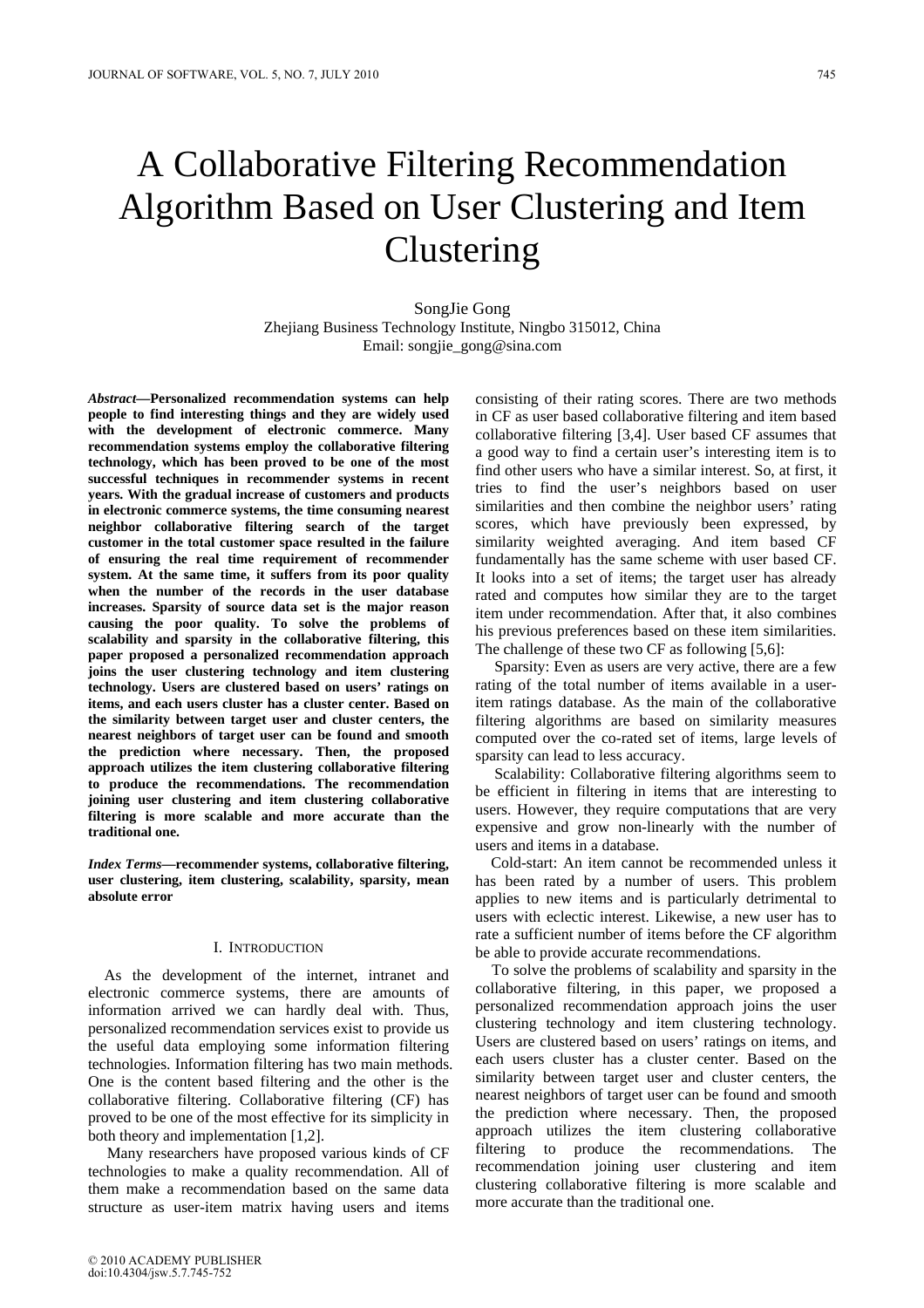// A Collaborative Filtering Recommendation Algorithm Based on User Clustering and Item Clustering

SongJie Gong
Zhejiang Business Technology Institute, Ningbo 315012, China
Email: songjie_gong@sina.com

***Abstract*—Personalized recommendation systems can help people to find interesting things and they are widely used with the development of electronic commerce. Many recommendation systems employ the collaborative filtering technology, which has been proved to be one of the most successful techniques in recommender systems in recent years. With the gradual increase of customers and products in electronic commerce systems, the time consuming nearest neighbor collaborative filtering search of the target customer in the total customer space resulted in the failure of ensuring the real time requirement of recommender system. At the same time, it suffers from its poor quality when the number of the records in the user database increases. Sparsity of source data set is the major reason causing the poor quality. To solve the problems of scalability and sparsity in the collaborative filtering, this paper proposed a personalized recommendation approach joins the user clustering technology and item clustering technology. Users are clustered based on users' ratings on items, and each users cluster has a cluster center. Based on the similarity between target user and cluster centers, the nearest neighbors of target user can be found and smooth the prediction where necessary. Then, the proposed approach utilizes the item clustering collaborative filtering to produce the recommendations. The recommendation joining user clustering and item clustering collaborative filtering is more scalable and more accurate than the traditional one.**

***Index Terms*—recommender systems, collaborative filtering, user clustering, item clustering, scalability, sparsity, mean absolute error**

## I. Introduction

As the development of the internet, intranet and electronic commerce systems, there are amounts of information arrived we can hardly deal with. Thus, personalized recommendation services exist to provide us the useful data employing some information filtering technologies. Information filtering has two main methods. One is the content based filtering and the other is the collaborative filtering. Collaborative filtering (CF) has proved to be one of the most effective for its simplicity in both theory and implementation [1,2].

Many researchers have proposed various kinds of CF technologies to make a quality recommendation. All of them make a recommendation based on the same data structure as user-item matrix having users and items consisting of their rating scores. There are two methods in CF as user based collaborative filtering and item based collaborative filtering [3,4]. User based CF assumes that a good way to find a certain user's interesting item is to find other users who have a similar interest. So, at first, it tries to find the user's neighbors based on user similarities and then combine the neighbor users' rating scores, which have previously been expressed, by similarity weighted averaging. And item based CF fundamentally has the same scheme with user based CF. It looks into a set of items; the target user has already rated and computes how similar they are to the target item under recommendation. After that, it also combines his previous preferences based on these item similarities. The challenge of these two CF as following [5,6]:

Sparsity: Even as users are very active, there are a few rating of the total number of items available in a user-item ratings database. As the main of the collaborative filtering algorithms are based on similarity measures computed over the co-rated set of items, large levels of sparsity can lead to less accuracy.

Scalability: Collaborative filtering algorithms seem to be efficient in filtering in items that are interesting to users. However, they require computations that are very expensive and grow non-linearly with the number of users and items in a database.

Cold-start: An item cannot be recommended unless it has been rated by a number of users. This problem applies to new items and is particularly detrimental to users with eclectic interest. Likewise, a new user has to rate a sufficient number of items before the CF algorithm be able to provide accurate recommendations.

To solve the problems of scalability and sparsity in the collaborative filtering, in this paper, we proposed a personalized recommendation approach joins the user clustering technology and item clustering technology. Users are clustered based on users' ratings on items, and each users cluster has a cluster center. Based on the similarity between target user and cluster centers, the nearest neighbors of target user can be found and smooth the prediction where necessary. Then, the proposed approach utilizes the item clustering collaborative filtering to produce the recommendations. The recommendation joining user clustering and item clustering collaborative filtering is more scalable and more accurate than the traditional one.

© 2010 ACADEMY PUBLISHER
doi:10.4304/jsw.5.7.745-752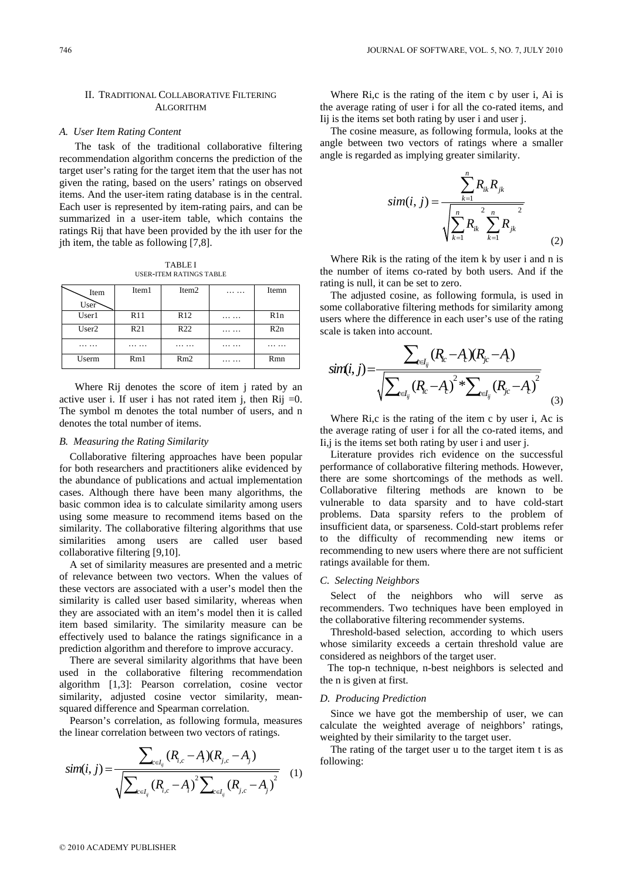## II. Traditional Collaborative Filtering Algorithm

### *A. User Item Rating Content*

The task of the traditional collaborative filtering recommendation algorithm concerns the prediction of the target user's rating for the target item that the user has not given the rating, based on the users' ratings on observed items. And the user-item rating database is in the central. Each user is represented by item-rating pairs, and can be summarized in a user-item table, which contains the ratings Rij that have been provided by the ith user for the jth item, the table as following [7,8].

TABLE I
USER-ITEM RATINGS TABLE

| Item / User | Item1 | Item2 | …… | Itemn |
|---|---|---|---|---|
| User1 | R11 | R12 | …… | R1n |
| User2 | R21 | R22 | …… | R2n |
| …… | …… | …… | …… | …… |
| Userm | Rm1 | Rm2 | …… | Rmn |

Where Rij denotes the score of item j rated by an active user i. If user i has not rated item j, then Rij =0. The symbol m denotes the total number of users, and n denotes the total number of items.

### *B. Measuring the Rating Similarity*

Collaborative filtering approaches have been popular for both researchers and practitioners alike evidenced by the abundance of publications and actual implementation cases. Although there have been many algorithms, the basic common idea is to calculate similarity among users using some measure to recommend items based on the similarity. The collaborative filtering algorithms that use similarities among users are called user based collaborative filtering [9,10].

A set of similarity measures are presented and a metric of relevance between two vectors. When the values of these vectors are associated with a user's model then the similarity is called user based similarity, whereas when they are associated with an item's model then it is called item based similarity. The similarity measure can be effectively used to balance the ratings significance in a prediction algorithm and therefore to improve accuracy.

There are several similarity algorithms that have been used in the collaborative filtering recommendation algorithm [1,3]: Pearson correlation, cosine vector similarity, adjusted cosine vector similarity, mean-squared difference and Spearman correlation.

Pearson's correlation, as following formula, measures the linear correlation between two vectors of ratings.

$$sim(i,j)=\frac{\sum_{c\in I_{ij}}(R_{i,c}-A_i)(R_{j,c}-A_j)}{\sqrt{\sum_{c\in I_{ij}}(R_{i,c}-A_i)^2\sum_{c\in I_{ij}}(R_{j,c}-A_j)^2}} \quad (1)$$

Where Ri,c is the rating of the item c by user i, Ai is the average rating of user i for all the co-rated items, and Iij is the items set both rating by user i and user j.

The cosine measure, as following formula, looks at the angle between two vectors of ratings where a smaller angle is regarded as implying greater similarity.

$$sim(i,j)=\frac{\sum_{k=1}^{n}R_{ik}R_{jk}}{\sqrt{\sum_{k=1}^{n}R_{ik}^2\sum_{k=1}^{n}R_{jk}^2}} \quad (2)$$

Where Rik is the rating of the item k by user i and n is the number of items co-rated by both users. And if the rating is null, it can be set to zero.

The adjusted cosine, as following formula, is used in some collaborative filtering methods for similarity among users where the difference in each user's use of the rating scale is taken into account.

$$sim(i,j)=\frac{\sum_{c\in I_{ij}}(R_{ic}-A_c)(R_{jc}-A_c)}{\sqrt{\sum_{c\in I_{ij}}(R_{ic}-A_c)^2*\sum_{c\in I_{ij}}(R_{jc}-A_c)^2}} \quad (3)$$

Where Ri,c is the rating of the item c by user i, Ac is the average rating of user i for all the co-rated items, and Ii,j is the items set both rating by user i and user j.

Literature provides rich evidence on the successful performance of collaborative filtering methods. However, there are some shortcomings of the methods as well. Collaborative filtering methods are known to be vulnerable to data sparsity and to have cold-start problems. Data sparsity refers to the problem of insufficient data, or sparseness. Cold-start problems refer to the difficulty of recommending new items or recommending to new users where there are not sufficient ratings available for them.

### *C. Selecting Neighbors*

Select of the neighbors who will serve as recommenders. Two techniques have been employed in the collaborative filtering recommender systems.

Threshold-based selection, according to which users whose similarity exceeds a certain threshold value are considered as neighbors of the target user.

The top-n technique, n-best neighbors is selected and the n is given at first.

### *D. Producing Prediction*

Since we have got the membership of user, we can calculate the weighted average of neighbors' ratings, weighted by their similarity to the target user.

The rating of the target user u to the target item t is as following: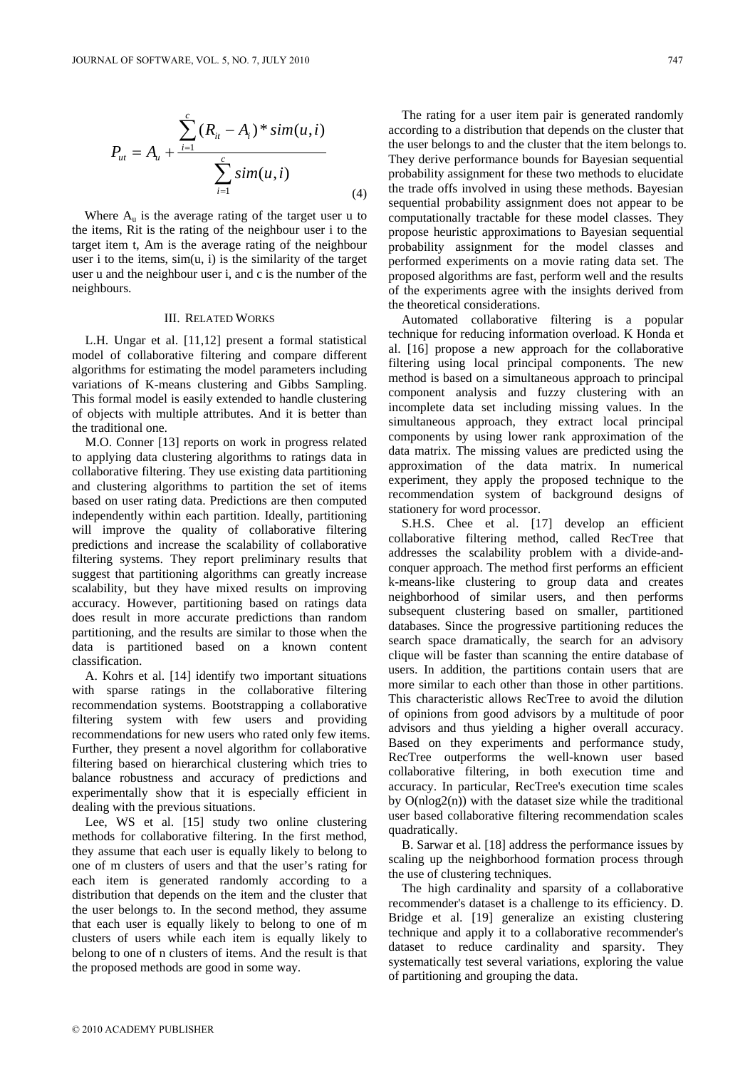$$P_{ut} = A_u + \frac{\sum_{i=1}^{c} (R_{it} - A_i) * sim(u,i)}{\sum_{i=1}^{c} sim(u,i)} \tag{4}$$

Where $A_u$ is the average rating of the target user u to the items, Rit is the rating of the neighbour user i to the target item t, Am is the average rating of the neighbour user i to the items, sim(u, i) is the similarity of the target user u and the neighbour user i, and c is the number of the neighbours.

## III. Related Works

L.H. Ungar et al. [11,12] present a formal statistical model of collaborative filtering and compare different algorithms for estimating the model parameters including variations of K-means clustering and Gibbs Sampling. This formal model is easily extended to handle clustering of objects with multiple attributes. And it is better than the traditional one.

M.O. Conner [13] reports on work in progress related to applying data clustering algorithms to ratings data in collaborative filtering. They use existing data partitioning and clustering algorithms to partition the set of items based on user rating data. Predictions are then computed independently within each partition. Ideally, partitioning will improve the quality of collaborative filtering predictions and increase the scalability of collaborative filtering systems. They report preliminary results that suggest that partitioning algorithms can greatly increase scalability, but they have mixed results on improving accuracy. However, partitioning based on ratings data does result in more accurate predictions than random partitioning, and the results are similar to those when the data is partitioned based on a known content classification.

A. Kohrs et al. [14] identify two important situations with sparse ratings in the collaborative filtering recommendation systems. Bootstrapping a collaborative filtering system with few users and providing recommendations for new users who rated only few items. Further, they present a novel algorithm for collaborative filtering based on hierarchical clustering which tries to balance robustness and accuracy of predictions and experimentally show that it is especially efficient in dealing with the previous situations.

Lee, WS et al. [15] study two online clustering methods for collaborative filtering. In the first method, they assume that each user is equally likely to belong to one of m clusters of users and that the user's rating for each item is generated randomly according to a distribution that depends on the item and the cluster that the user belongs to. In the second method, they assume that each user is equally likely to belong to one of m clusters of users while each item is equally likely to belong to one of n clusters of items. And the result is that the proposed methods are good in some way.

The rating for a user item pair is generated randomly according to a distribution that depends on the cluster that the user belongs to and the cluster that the item belongs to. They derive performance bounds for Bayesian sequential probability assignment for these two methods to elucidate the trade offs involved in using these methods. Bayesian sequential probability assignment does not appear to be computationally tractable for these model classes. They propose heuristic approximations to Bayesian sequential probability assignment for the model classes and performed experiments on a movie rating data set. The proposed algorithms are fast, perform well and the results of the experiments agree with the insights derived from the theoretical considerations.

Automated collaborative filtering is a popular technique for reducing information overload. K Honda et al. [16] propose a new approach for the collaborative filtering using local principal components. The new method is based on a simultaneous approach to principal component analysis and fuzzy clustering with an incomplete data set including missing values. In the simultaneous approach, they extract local principal components by using lower rank approximation of the data matrix. The missing values are predicted using the approximation of the data matrix. In numerical experiment, they apply the proposed technique to the recommendation system of background designs of stationery for word processor.

S.H.S. Chee et al. [17] develop an efficient collaborative filtering method, called RecTree that addresses the scalability problem with a divide-and-conquer approach. The method first performs an efficient k-means-like clustering to group data and creates neighborhood of similar users, and then performs subsequent clustering based on smaller, partitioned databases. Since the progressive partitioning reduces the search space dramatically, the search for an advisory clique will be faster than scanning the entire database of users. In addition, the partitions contain users that are more similar to each other than those in other partitions. This characteristic allows RecTree to avoid the dilution of opinions from good advisors by a multitude of poor advisors and thus yielding a higher overall accuracy. Based on they experiments and performance study, RecTree outperforms the well-known user based collaborative filtering, in both execution time and accuracy. In particular, RecTree's execution time scales by O(nlog2(n)) with the dataset size while the traditional user based collaborative filtering recommendation scales quadratically.

B. Sarwar et al. [18] address the performance issues by scaling up the neighborhood formation process through the use of clustering techniques.

The high cardinality and sparsity of a collaborative recommender's dataset is a challenge to its efficiency. D. Bridge et al. [19] generalize an existing clustering technique and apply it to a collaborative recommender's dataset to reduce cardinality and sparsity. They systematically test several variations, exploring the value of partitioning and grouping the data.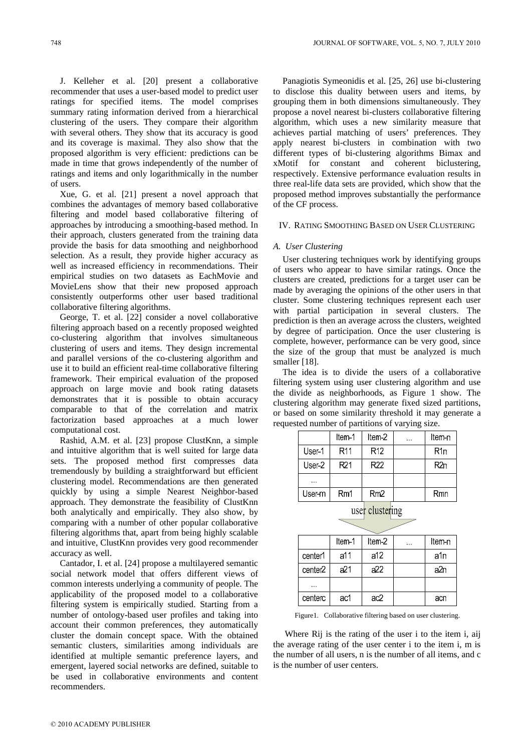J. Kelleher et al. [20] present a collaborative recommender that uses a user-based model to predict user ratings for specified items. The model comprises summary rating information derived from a hierarchical clustering of the users. They compare their algorithm with several others. They show that its accuracy is good and its coverage is maximal. They also show that the proposed algorithm is very efficient: predictions can be made in time that grows independently of the number of ratings and items and only logarithmically in the number of users.

Xue, G. et al. [21] present a novel approach that combines the advantages of memory based collaborative filtering and model based collaborative filtering of approaches by introducing a smoothing-based method. In their approach, clusters generated from the training data provide the basis for data smoothing and neighborhood selection. As a result, they provide higher accuracy as well as increased efficiency in recommendations. Their empirical studies on two datasets as EachMovie and MovieLens show that their new proposed approach consistently outperforms other user based traditional collaborative filtering algorithms.

George, T. et al. [22] consider a novel collaborative filtering approach based on a recently proposed weighted co-clustering algorithm that involves simultaneous clustering of users and items. They design incremental and parallel versions of the co-clustering algorithm and use it to build an efficient real-time collaborative filtering framework. Their empirical evaluation of the proposed approach on large movie and book rating datasets demonstrates that it is possible to obtain accuracy comparable to that of the correlation and matrix factorization based approaches at a much lower computational cost.

Rashid, A.M. et al. [23] propose ClustKnn, a simple and intuitive algorithm that is well suited for large data sets. The proposed method first compresses data tremendously by building a straightforward but efficient clustering model. Recommendations are then generated quickly by using a simple Nearest Neighbor-based approach. They demonstrate the feasibility of ClustKnn both analytically and empirically. They also show, by comparing with a number of other popular collaborative filtering algorithms that, apart from being highly scalable and intuitive, ClustKnn provides very good recommender accuracy as well.

Cantador, I. et al. [24] propose a multilayered semantic social network model that offers different views of common interests underlying a community of people. The applicability of the proposed model to a collaborative filtering system is empirically studied. Starting from a number of ontology-based user profiles and taking into account their common preferences, they automatically cluster the domain concept space. With the obtained semantic clusters, similarities among individuals are identified at multiple semantic preference layers, and emergent, layered social networks are defined, suitable to be used in collaborative environments and content recommenders.

Panagiotis Symeonidis et al. [25, 26] use bi-clustering to disclose this duality between users and items, by grouping them in both dimensions simultaneously. They propose a novel nearest bi-clusters collaborative filtering algorithm, which uses a new similarity measure that achieves partial matching of users' preferences. They apply nearest bi-clusters in combination with two different types of bi-clustering algorithms Bimax and xMotif for constant and coherent biclustering, respectively. Extensive performance evaluation results in three real-life data sets are provided, which show that the proposed method improves substantially the performance of the CF process.

## IV. Rating Smoothing Based on User Clustering

### A. User Clustering

User clustering techniques work by identifying groups of users who appear to have similar ratings. Once the clusters are created, predictions for a target user can be made by averaging the opinions of the other users in that cluster. Some clustering techniques represent each user with partial participation in several clusters. The prediction is then an average across the clusters, weighted by degree of participation. Once the user clustering is complete, however, performance can be very good, since the size of the group that must be analyzed is much smaller [18].

The idea is to divide the users of a collaborative filtering system using user clustering algorithm and use the divide as neighborhoods, as Figure 1 show. The clustering algorithm may generate fixed sized partitions, or based on some similarity threshold it may generate a requested number of partitions of varying size.

| | Item-1 | Item-2 | ... | Item-n |
|---|---|---|---|---|
| User-1 | R11 | R12 | | R1n |
| User-2 | R21 | R22 | | R2n |
| ... | | | | |
| User-m | Rm1 | Rm2 | | Rmn |

user clustering

| | Item-1 | Item-2 | ... | Item-n |
|---|---|---|---|---|
| center1 | a11 | a12 | | a1n |
| center2 | a21 | a22 | | a2n |
| ... | | | | |
| centerc | ac1 | ac2 | | acn |

Figure1. Collaborative filtering based on user clustering.

Where Rij is the rating of the user i to the item i, aij the average rating of the user center i to the item i, m is the number of all users, n is the number of all items, and c is the number of user centers.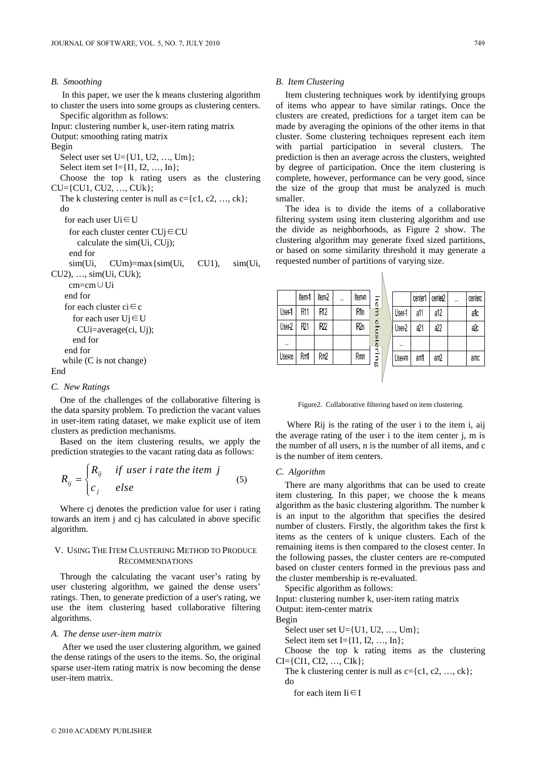### B. Smoothing

In this paper, we user the k means clustering algorithm to cluster the users into some groups as clustering centers.

Specific algorithm as follows:

```
Input: clustering number k, user-item matrix
Output: smoothing rating matrix
Begin
   Select user set U={U1, U2, …, Um};
   Select item set I={I1, I2, …, In};
   Choose the top k rating users as the clustering CU={CU1, CU2, …, CUk};
   The k clustering center is null as c={c1, c2, …, ck};
   do
     for each user Ui∈U
       for each cluster center CUj∈CU
         calculate the sim(Ui, CUj);
       end for
       sim(Ui, CUm)=max{sim(Ui, CU1), sim(Ui, CU2), …, sim(Ui, CUk);
       cm=cm∪Ui
     end for
     for each cluster ci∈c
       for each user Uj∈U
         CUi=average(ci, Uj);
       end for
     end for
   while (C is not change)
End
```

### C. New Ratings

One of the challenges of the collaborative filtering is the data sparsity problem. To prediction the vacant values in user-item rating dataset, we make explicit use of item clusters as prediction mechanisms.

Based on the item clustering results, we apply the prediction strategies to the vacant rating data as follows:

$$R_{ij} = \begin{cases} R_{ij} & \text{if user } i \text{ rate the item } j \\ c_j & \text{else} \end{cases} \quad (5)$$

Where cj denotes the prediction value for user i rating towards an item j and cj has calculated in above specific algorithm.

## V. Using The Item Clustering Method to Produce Recommendations

Through the calculating the vacant user's rating by user clustering algorithm, we gained the dense users' ratings. Then, to generate prediction of a user's rating, we use the item clustering based collaborative filtering algorithms.

### A. The dense user-item matrix

After we used the user clustering algorithm, we gained the dense ratings of the users to the items. So, the original sparse user-item rating matrix is now becoming the dense user-item matrix.

### B. Item Clustering

Item clustering techniques work by identifying groups of items who appear to have similar ratings. Once the clusters are created, predictions for a target item can be made by averaging the opinions of the other items in that cluster. Some clustering techniques represent each item with partial participation in several clusters. The prediction is then an average across the clusters, weighted by degree of participation. Once the item clustering is complete, however, performance can be very good, since the size of the group that must be analyzed is much smaller.

The idea is to divide the items of a collaborative filtering system using item clustering algorithm and use the divide as neighborhoods, as Figure 2 show. The clustering algorithm may generate fixed sized partitions, or based on some similarity threshold it may generate a requested number of partitions of varying size.

| | Item-1 | Item-2 | … | Item-n |
|---|---|---|---|---|
| User-1 | R11 | R12 | | R1n |
| User-2 | R21 | R22 | | R2n |
| … | | | | |
| User-m | Rm1 | Rm2 | | Rmn |

item clustering

| | center1 | center2 | … | centerc |
|---|---|---|---|---|
| User-1 | a11 | a12 | | a1c |
| User-2 | a21 | a22 | | a2c |
| … | | | | |
| User-m | am1 | am2 | | amc |

Figure2. Collaborative filtering based on item clustering.

Where Rij is the rating of the user i to the item i, aij the average rating of the user i to the item center j, m is the number of all users, n is the number of all items, and c is the number of item centers.

### C. Algorithm

There are many algorithms that can be used to create item clustering. In this paper, we choose the k means algorithm as the basic clustering algorithm. The number k is an input to the algorithm that specifies the desired number of clusters. Firstly, the algorithm takes the first k items as the centers of k unique clusters. Each of the remaining items is then compared to the closest center. In the following passes, the cluster centers are re-computed based on cluster centers formed in the previous pass and the cluster membership is re-evaluated.

Specific algorithm as follows:

```
Input: clustering number k, user-item rating matrix
Output: item-center matrix
Begin
   Select user set U={U1, U2, …, Um};
   Select item set I={I1, I2, …, In};
   Choose the top k rating items as the clustering CI={CI1, CI2, …, CIk};
   The k clustering center is null as c={c1, c2, …, ck};
   do
     for each item Ii∈I
```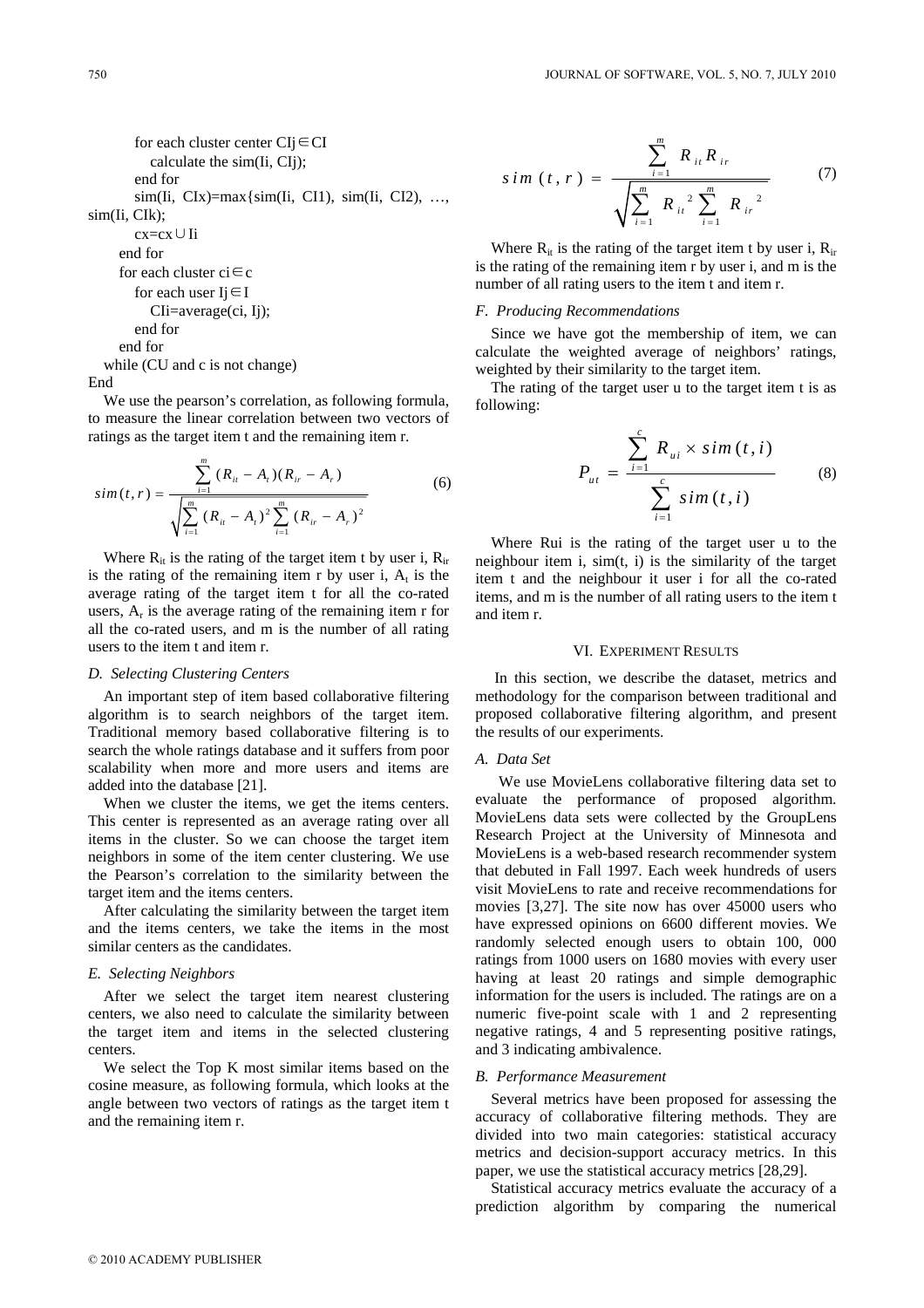```
        for each cluster center CIj∈CI
            calculate the sim(Ii, CIj);
        end for
        sim(Ii, CIx)=max{sim(Ii, CI1), sim(Ii, CI2), …, sim(Ii, CIk);
        cx=cx∪Ii
    end for
    for each cluster ci∈c
        for each user Ij∈I
            CIi=average(ci, Ij);
        end for
    end for
  while (CU and c is not change)
End
```

We use the pearson's correlation, as following formula, to measure the linear correlation between two vectors of ratings as the target item t and the remaining item r.

$$sim(t,r) = \frac{\sum_{i=1}^{m}(R_{it} - A_t)(R_{ir} - A_r)}{\sqrt{\sum_{i=1}^{m}(R_{it} - A_t)^2 \sum_{i=1}^{m}(R_{ir} - A_r)^2}} \tag{6}$$

Where $R_{it}$ is the rating of the target item t by user i, $R_{ir}$ is the rating of the remaining item r by user i, $A_t$ is the average rating of the target item t for all the co-rated users, $A_r$ is the average rating of the remaining item r for all the co-rated users, and m is the number of all rating users to the item t and item r.

### D. Selecting Clustering Centers

An important step of item based collaborative filtering algorithm is to search neighbors of the target item. Traditional memory based collaborative filtering is to search the whole ratings database and it suffers from poor scalability when more and more users and items are added into the database [21].

When we cluster the items, we get the items centers. This center is represented as an average rating over all items in the cluster. So we can choose the target item neighbors in some of the item center clustering. We use the Pearson's correlation to the similarity between the target item and the items centers.

After calculating the similarity between the target item and the items centers, we take the items in the most similar centers as the candidates.

### E. Selecting Neighbors

After we select the target item nearest clustering centers, we also need to calculate the similarity between the target item and items in the selected clustering centers.

We select the Top K most similar items based on the cosine measure, as following formula, which looks at the angle between two vectors of ratings as the target item t and the remaining item r.

$$sim(t,r) = \frac{\sum_{i=1}^{m} R_{it} R_{ir}}{\sqrt{\sum_{i=1}^{m} R_{it}^2 \sum_{i=1}^{m} R_{ir}^2}} \tag{7}$$

Where $R_{it}$ is the rating of the target item t by user i, $R_{ir}$ is the rating of the remaining item r by user i, and m is the number of all rating users to the item t and item r.

### F. Producing Recommendations

Since we have got the membership of item, we can calculate the weighted average of neighbors' ratings, weighted by their similarity to the target item.

The rating of the target user u to the target item t is as following:

$$P_{ut} = \frac{\sum_{i=1}^{c} R_{ui} \times sim(t,i)}{\sum_{i=1}^{c} sim(t,i)} \tag{8}$$

Where Rui is the rating of the target user u to the neighbour item i, sim(t, i) is the similarity of the target item t and the neighbour it user i for all the co-rated items, and m is the number of all rating users to the item t and item r.

## VI. Experiment Results

In this section, we describe the dataset, metrics and methodology for the comparison between traditional and proposed collaborative filtering algorithm, and present the results of our experiments.

### A. Data Set

We use MovieLens collaborative filtering data set to evaluate the performance of proposed algorithm. MovieLens data sets were collected by the GroupLens Research Project at the University of Minnesota and MovieLens is a web-based research recommender system that debuted in Fall 1997. Each week hundreds of users visit MovieLens to rate and receive recommendations for movies [3,27]. The site now has over 45000 users who have expressed opinions on 6600 different movies. We randomly selected enough users to obtain 100, 000 ratings from 1000 users on 1680 movies with every user having at least 20 ratings and simple demographic information for the users is included. The ratings are on a numeric five-point scale with 1 and 2 representing negative ratings, 4 and 5 representing positive ratings, and 3 indicating ambivalence.

### B. Performance Measurement

Several metrics have been proposed for assessing the accuracy of collaborative filtering methods. They are divided into two main categories: statistical accuracy metrics and decision-support accuracy metrics. In this paper, we use the statistical accuracy metrics [28,29].

Statistical accuracy metrics evaluate the accuracy of a prediction algorithm by comparing the numerical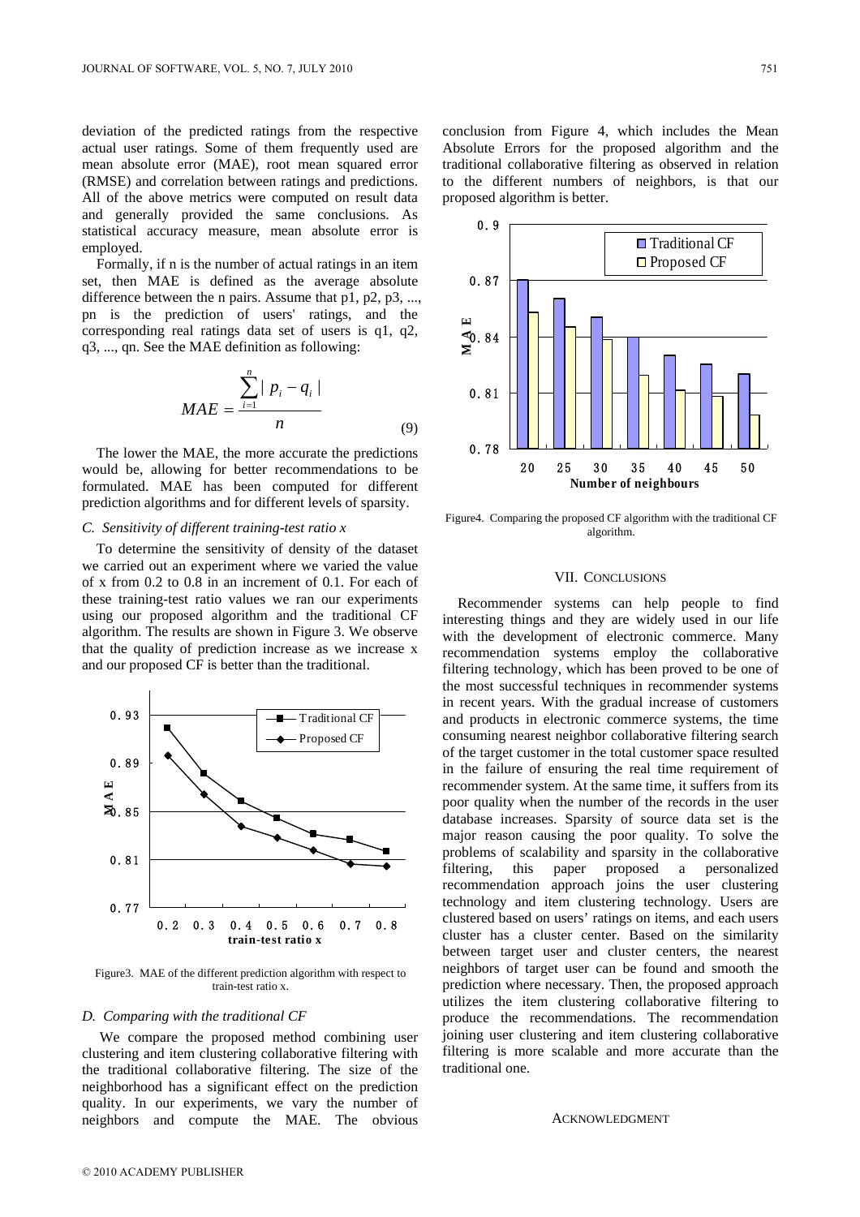deviation of the predicted ratings from the respective actual user ratings. Some of them frequently used are mean absolute error (MAE), root mean squared error (RMSE) and correlation between ratings and predictions. All of the above metrics were computed on result data and generally provided the same conclusions. As statistical accuracy measure, mean absolute error is employed.

Formally, if n is the number of actual ratings in an item set, then MAE is defined as the average absolute difference between the n pairs. Assume that p1, p2, p3, ..., pn is the prediction of users' ratings, and the corresponding real ratings data set of users is q1, q2, q3, ..., qn. See the MAE definition as following:

$$MAE = \frac{\sum_{i=1}^{n} | p_i - q_i |}{n} \tag{9}$$

The lower the MAE, the more accurate the predictions would be, allowing for better recommendations to be formulated. MAE has been computed for different prediction algorithms and for different levels of sparsity.

### *C. Sensitivity of different training-test ratio x*

To determine the sensitivity of density of the dataset we carried out an experiment where we varied the value of x from 0.2 to 0.8 in an increment of 0.1. For each of these training-test ratio values we ran our experiments using our proposed algorithm and the traditional CF algorithm. The results are shown in Figure 3. We observe that the quality of prediction increase as we increase x and our proposed CF is better than the traditional.

0.93
0.89
0.85
0.81
0.77
MAE
0.2 0.3 0.4 0.5 0.6 0.7 0.8
train-test ratio x
Traditional CF
Proposed CF

Figure3. MAE of the different prediction algorithm with respect to train-test ratio x.

### *D. Comparing with the traditional CF*

We compare the proposed method combining user clustering and item clustering collaborative filtering with the traditional collaborative filtering. The size of the neighborhood has a significant effect on the prediction quality. In our experiments, we vary the number of neighbors and compute the MAE. The obvious conclusion from Figure 4, which includes the Mean Absolute Errors for the proposed algorithm and the traditional collaborative filtering as observed in relation to the different numbers of neighbors, is that our proposed algorithm is better.

0.9
0.87
0.84
0.81
0.78
MAE
20 25 30 35 40 45 50
Number of neighbours
Traditional CF
Proposed CF

Figure4. Comparing the proposed CF algorithm with the traditional CF algorithm.

## VII. CONCLUSIONS

Recommender systems can help people to find interesting things and they are widely used in our life with the development of electronic commerce. Many recommendation systems employ the collaborative filtering technology, which has been proved to be one of the most successful techniques in recommender systems in recent years. With the gradual increase of customers and products in electronic commerce systems, the time consuming nearest neighbor collaborative filtering search of the target customer in the total customer space resulted in the failure of ensuring the real time requirement of recommender system. At the same time, it suffers from its poor quality when the number of the records in the user database increases. Sparsity of source data set is the major reason causing the poor quality. To solve the problems of scalability and sparsity in the collaborative filtering, this paper proposed a personalized recommendation approach joins the user clustering technology and item clustering technology. Users are clustered based on users' ratings on items, and each users cluster has a cluster center. Based on the similarity between target user and cluster centers, the nearest neighbors of target user can be found and smooth the prediction where necessary. Then, the proposed approach utilizes the item clustering collaborative filtering to produce the recommendations. The recommendation joining user clustering and item clustering collaborative filtering is more scalable and more accurate than the traditional one.

## ACKNOWLEDGMENT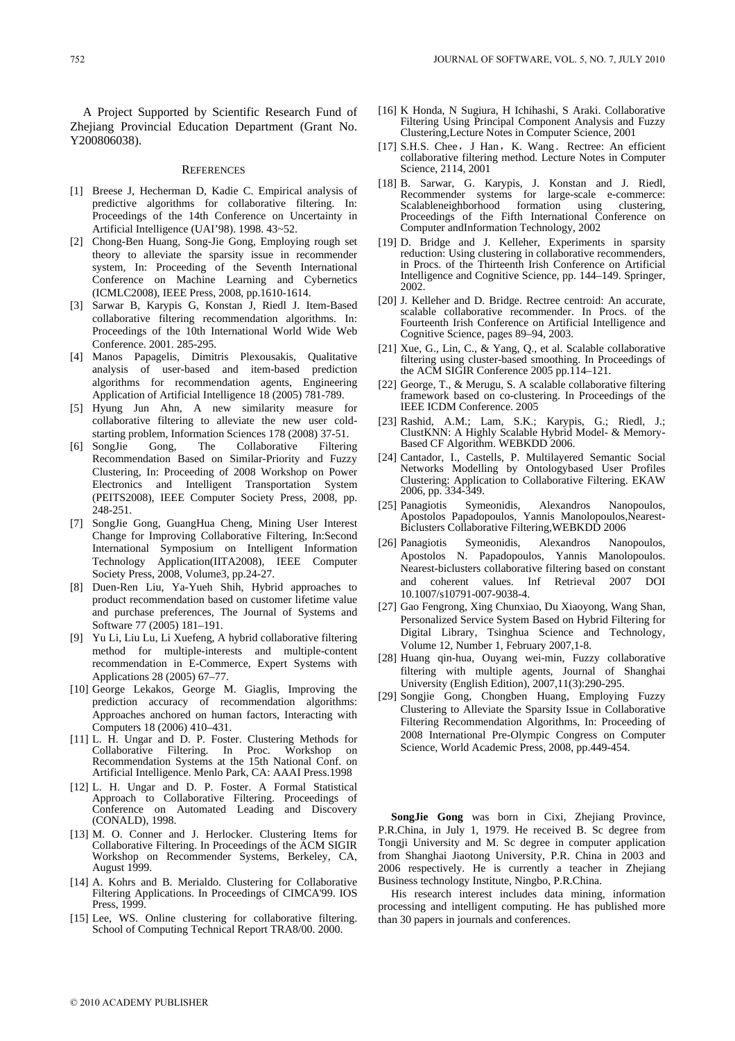A Project Supported by Scientific Research Fund of Zhejiang Provincial Education Department (Grant No. Y200806038).

## REFERENCES

[1] Breese J, Hecherman D, Kadie C. Empirical analysis of predictive algorithms for collaborative filtering. In: Proceedings of the 14th Conference on Uncertainty in Artificial Intelligence (UAI'98). 1998. 43~52.

[2] Chong-Ben Huang, Song-Jie Gong, Employing rough set theory to alleviate the sparsity issue in recommender system, In: Proceeding of the Seventh International Conference on Machine Learning and Cybernetics (ICMLC2008), IEEE Press, 2008, pp.1610-1614.

[3] Sarwar B, Karypis G, Konstan J, Riedl J. Item-Based collaborative filtering recommendation algorithms. In: Proceedings of the 10th International World Wide Web Conference. 2001. 285-295.

[4] Manos Papagelis, Dimitris Plexousakis, Qualitative analysis of user-based and item-based prediction algorithms for recommendation agents, Engineering Application of Artificial Intelligence 18 (2005) 781-789.

[5] Hyung Jun Ahn, A new similarity measure for collaborative filtering to alleviate the new user cold-starting problem, Information Sciences 178 (2008) 37-51.

[6] SongJie Gong, The Collaborative Filtering Recommendation Based on Similar-Priority and Fuzzy Clustering, In: Proceeding of 2008 Workshop on Power Electronics and Intelligent Transportation System (PEITS2008), IEEE Computer Society Press, 2008, pp. 248-251.

[7] SongJie Gong, GuangHua Cheng, Mining User Interest Change for Improving Collaborative Filtering, In:Second International Symposium on Intelligent Information Technology Application(IITA2008), IEEE Computer Society Press, 2008, Volume3, pp.24-27.

[8] Duen-Ren Liu, Ya-Yueh Shih, Hybrid approaches to product recommendation based on customer lifetime value and purchase preferences, The Journal of Systems and Software 77 (2005) 181–191.

[9] Yu Li, Liu Lu, Li Xuefeng, A hybrid collaborative filtering method for multiple-interests and multiple-content recommendation in E-Commerce, Expert Systems with Applications 28 (2005) 67–77.

[10] George Lekakos, George M. Giaglis, Improving the prediction accuracy of recommendation algorithms: Approaches anchored on human factors, Interacting with Computers 18 (2006) 410–431.

[11] L. H. Ungar and D. P. Foster. Clustering Methods for Collaborative Filtering. In Proc. Workshop on Recommendation Systems at the 15th National Conf. on Artificial Intelligence. Menlo Park, CA: AAAI Press.1998

[12] L. H. Ungar and D. P. Foster. A Formal Statistical Approach to Collaborative Filtering. Proceedings of Conference on Automated Leading and Discovery (CONALD), 1998.

[13] M. O. Conner and J. Herlocker. Clustering Items for Collaborative Filtering. In Proceedings of the ACM SIGIR Workshop on Recommender Systems, Berkeley, CA, August 1999.

[14] A. Kohrs and B. Merialdo. Clustering for Collaborative Filtering Applications. In Proceedings of CIMCA'99. IOS Press, 1999.

[15] Lee, WS. Online clustering for collaborative filtering. School of Computing Technical Report TRA8/00. 2000.

[16] K Honda, N Sugiura, H Ichihashi, S Araki. Collaborative Filtering Using Principal Component Analysis and Fuzzy Clustering,Lecture Notes in Computer Science, 2001

[17] S.H.S. Chee，J Han，K. Wang．Rectree: An efficient collaborative filtering method. Lecture Notes in Computer Science, 2114, 2001

[18] B. Sarwar, G. Karypis, J. Konstan and J. Riedl, Recommender systems for large-scale e-commerce: Scalableneighborhood formation using clustering, Proceedings of the Fifth International Conference on Computer andInformation Technology, 2002

[19] D. Bridge and J. Kelleher, Experiments in sparsity reduction: Using clustering in collaborative recommenders, in Procs. of the Thirteenth Irish Conference on Artificial Intelligence and Cognitive Science, pp. 144–149. Springer, 2002.

[20] J. Kelleher and D. Bridge. Rectree centroid: An accurate, scalable collaborative recommender. In Procs. of the Fourteenth Irish Conference on Artificial Intelligence and Cognitive Science, pages 89–94, 2003.

[21] Xue, G., Lin, C., & Yang, Q., et al. Scalable collaborative filtering using cluster-based smoothing. In Proceedings of the ACM SIGIR Conference 2005 pp.114–121.

[22] George, T., & Merugu, S. A scalable collaborative filtering framework based on co-clustering. In Proceedings of the IEEE ICDM Conference. 2005

[23] Rashid, A.M.; Lam, S.K.; Karypis, G.; Riedl, J.; ClustKNN: A Highly Scalable Hybrid Model- & Memory-Based CF Algorithm. WEBKDD 2006.

[24] Cantador, I., Castells, P. Multilayered Semantic Social Networks Modelling by Ontologybased User Profiles Clustering: Application to Collaborative Filtering. EKAW 2006, pp. 334-349.

[25] Panagiotis Symeonidis, Alexandros Nanopoulos, Apostolos Papadopoulos, Yannis Manolopoulos,Nearest-Biclusters Collaborative Filtering,WEBKDD 2006

[26] Panagiotis Symeonidis, Alexandros Nanopoulos, Apostolos N. Papadopoulos, Yannis Manolopoulos. Nearest-biclusters collaborative filtering based on constant and coherent values. Inf Retrieval 2007 DOI 10.1007/s10791-007-9038-4.

[27] Gao Fengrong, Xing Chunxiao, Du Xiaoyong, Wang Shan, Personalized Service System Based on Hybrid Filtering for Digital Library, Tsinghua Science and Technology, Volume 12, Number 1, February 2007,1-8.

[28] Huang qin-hua, Ouyang wei-min, Fuzzy collaborative filtering with multiple agents, Journal of Shanghai University (English Edition), 2007,11(3):290-295.

[29] Songjie Gong, Chongben Huang, Employing Fuzzy Clustering to Alleviate the Sparsity Issue in Collaborative Filtering Recommendation Algorithms, In: Proceeding of 2008 International Pre-Olympic Congress on Computer Science, World Academic Press, 2008, pp.449-454.

**SongJie Gong** was born in Cixi, Zhejiang Province, P.R.China, in July 1, 1979. He received B. Sc degree from Tongji University and M. Sc degree in computer application from Shanghai Jiaotong University, P.R. China in 2003 and 2006 respectively. He is currently a teacher in Zhejiang Business technology Institute, Ningbo, P.R.China.

His research interest includes data mining, information processing and intelligent computing. He has published more than 30 papers in journals and conferences.